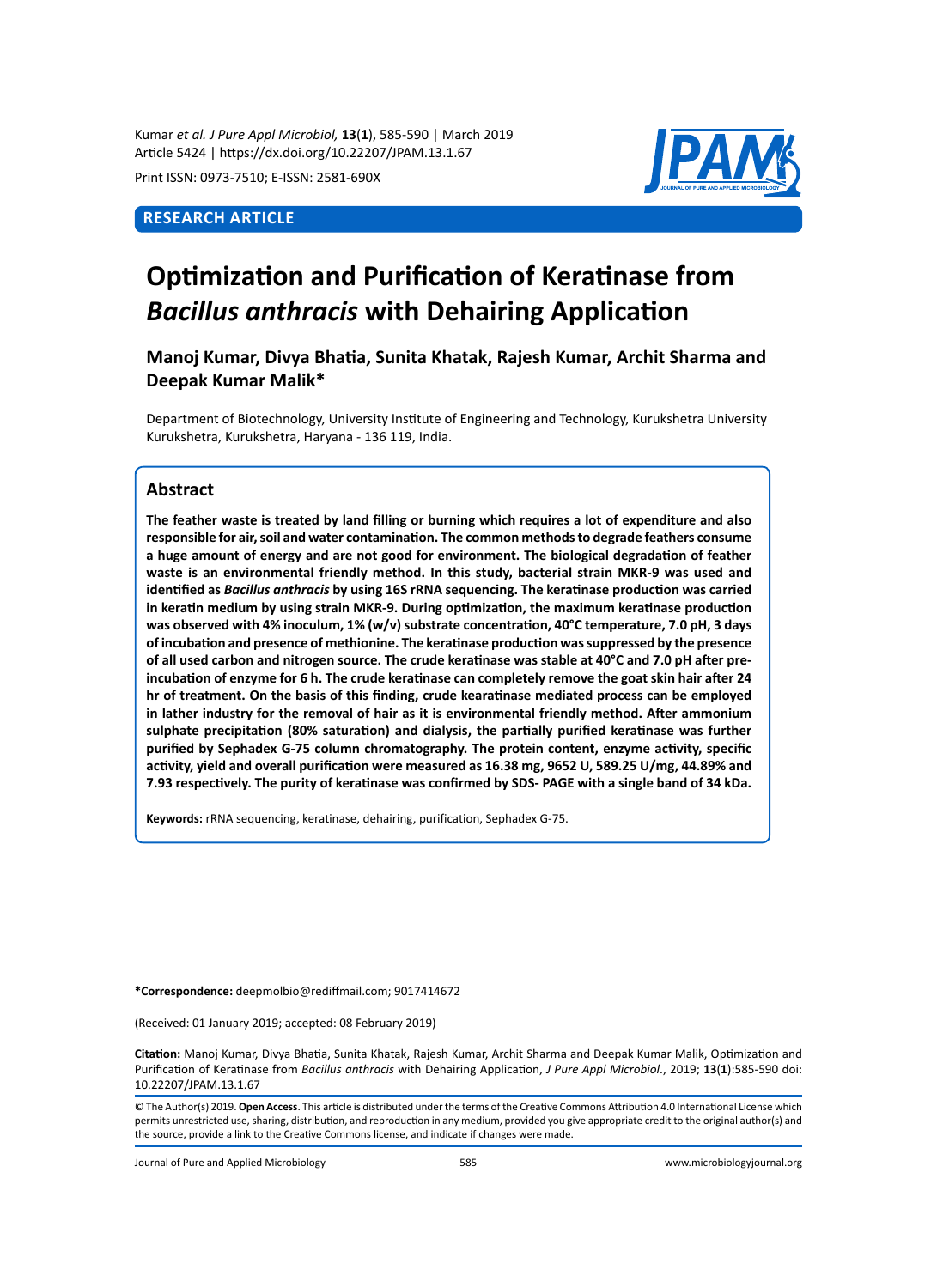RESEARCH ARTICLE

# Optimization and Purification of Keratinase from *Bacillus anthracis* with Dehairing Application

**Manoj Kumar, Divya Bhatia, Sunita Khatak, Rajesh Kumar, Archit Sharma and Deepak Kumar Malik***

Department of Biotechnology, University Institute of Engineering and Technology, Kurukshetra University Kurukshetra, Kurukshetra, Haryana - 136 119, India.

## Abstract

**The feather waste is treated by land filling or burning which requires a lot of expenditure and also responsible for air, soil and water contamination. The common methods to degrade feathers consume a huge amount of energy and are not good for environment. The biological degradation of feather waste is an environmental friendly method. In this study, bacterial strain MKR-9 was used and identified as *Bacillus anthracis* by using 16S rRNA sequencing. The keratinase production was carried in keratin medium by using strain MKR-9. During optimization, the maximum keratinase production was observed with 4% inoculum, 1% (w/v) substrate concentration, 40°C temperature, 7.0 pH, 3 days of incubation and presence of methionine. The keratinase production was suppressed by the presence of all used carbon and nitrogen source. The crude keratinase was stable at 40°C and 7.0 pH after pre-incubation of enzyme for 6 h. The crude keratinase can completely remove the goat skin hair after 24 hr of treatment. On the basis of this finding, crude kearatinase mediated process can be employed in lather industry for the removal of hair as it is environmental friendly method. After ammonium sulphate precipitation (80% saturation) and dialysis, the partially purified keratinase was further purified by Sephadex G-75 column chromatography. The protein content, enzyme activity, specific activity, yield and overall purification were measured as 16.38 mg, 9652 U, 589.25 U/mg, 44.89% and 7.93 respectively. The purity of keratinase was confirmed by SDS- PAGE with a single band of 34 kDa.**

**Keywords:** rRNA sequencing, keratinase, dehairing, purification, Sephadex G-75.

**\*Correspondence:** deepmolbio@rediffmail.com; 9017414672

(Received: 01 January 2019; accepted: 08 February 2019)

**Citation:** Manoj Kumar, Divya Bhatia, Sunita Khatak, Rajesh Kumar, Archit Sharma and Deepak Kumar Malik, Optimization and Purification of Keratinase from *Bacillus anthracis* with Dehairing Application, *J Pure Appl Microbiol.*, 2019; **13**(**1**):585-590 doi: 10.22207/JPAM.13.1.67

© The Author(s) 2019. **Open Access**. This article is distributed under the terms of the Creative Commons Attribution 4.0 International License which permits unrestricted use, sharing, distribution, and reproduction in any medium, provided you give appropriate credit to the original author(s) and the source, provide a link to the Creative Commons license, and indicate if changes were made.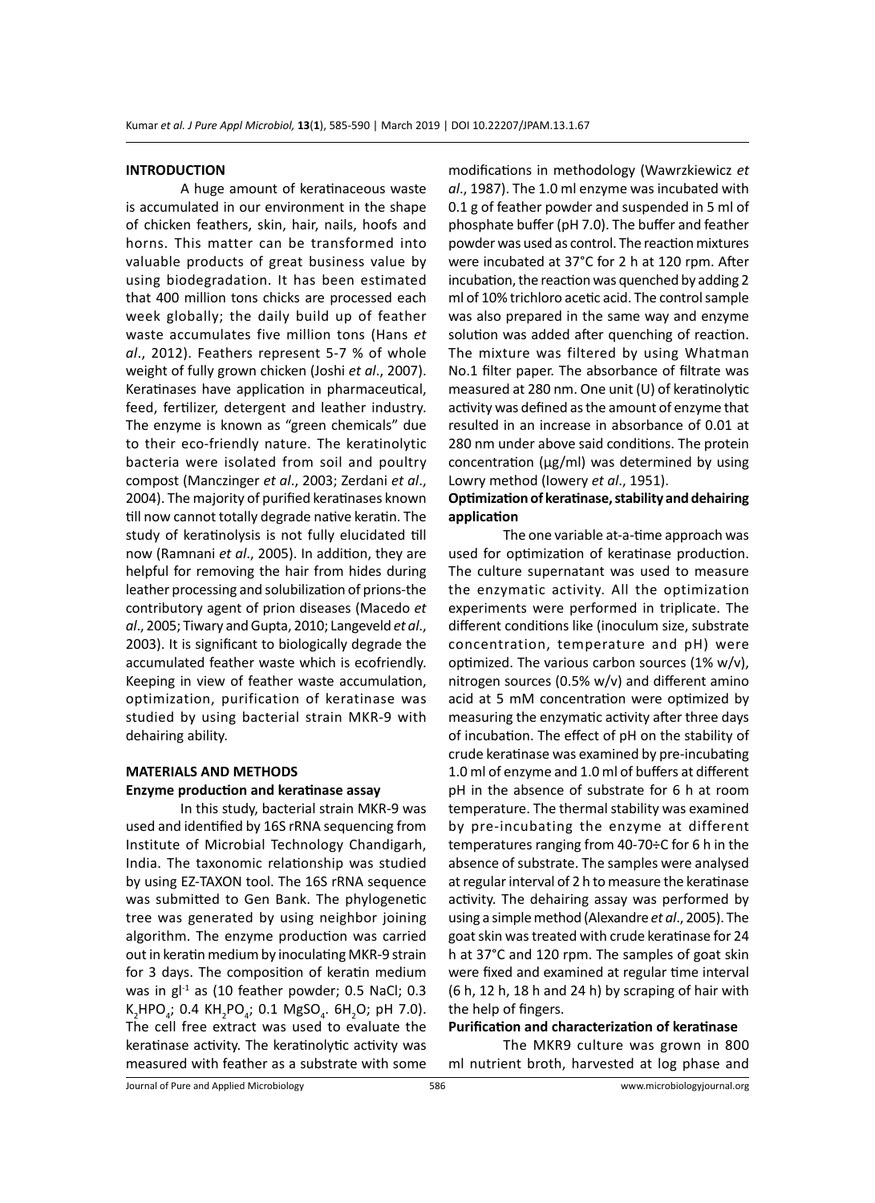## INTRODUCTION

A huge amount of keratinaceous waste is accumulated in our environment in the shape of chicken feathers, skin, hair, nails, hoofs and horns. This matter can be transformed into valuable products of great business value by using biodegradation. It has been estimated that 400 million tons chicks are processed each week globally; the daily build up of feather waste accumulates five million tons (Hans *et al*., 2012). Feathers represent 5-7 % of whole weight of fully grown chicken (Joshi *et al*., 2007). Keratinases have application in pharmaceutical, feed, fertilizer, detergent and leather industry. The enzyme is known as "green chemicals" due to their eco-friendly nature. The keratinolytic bacteria were isolated from soil and poultry compost (Manczinger *et al*., 2003; Zerdani *et al*., 2004). The majority of purified keratinases known till now cannot totally degrade native keratin. The study of keratinolysis is not fully elucidated till now (Ramnani *et al*., 2005). In addition, they are helpful for removing the hair from hides during leather processing and solubilization of prions-the contributory agent of prion diseases (Macedo *et al*., 2005; Tiwary and Gupta, 2010; Langeveld *et al*., 2003). It is significant to biologically degrade the accumulated feather waste which is ecofriendly. Keeping in view of feather waste accumulation, optimization, purification of keratinase was studied by using bacterial strain MKR-9 with dehairing ability.

## MATERIALS AND METHODS

### Enzyme production and keratinase assay

In this study, bacterial strain MKR-9 was used and identified by 16S rRNA sequencing from Institute of Microbial Technology Chandigarh, India. The taxonomic relationship was studied by using EZ-TAXON tool. The 16S rRNA sequence was submitted to Gen Bank. The phylogenetic tree was generated by using neighbor joining algorithm. The enzyme production was carried out in keratin medium by inoculating MKR-9 strain for 3 days. The composition of keratin medium was in $gl^{-1}$ as (10 feather powder; 0.5 NaCl; 0.3 $K_2HPO_4$; 0.4 $KH_2PO_4$; 0.1 $MgSO_4 . 6H_2O$; pH 7.0). The cell free extract was used to evaluate the keratinase activity. The keratinolytic activity was measured with feather as a substrate with some modifications in methodology (Wawrzkiewicz *et al*., 1987). The 1.0 ml enzyme was incubated with 0.1 g of feather powder and suspended in 5 ml of phosphate buffer (pH 7.0). The buffer and feather powder was used as control. The reaction mixtures were incubated at 37°C for 2 h at 120 rpm. After incubation, the reaction was quenched by adding 2 ml of 10% trichloro acetic acid. The control sample was also prepared in the same way and enzyme solution was added after quenching of reaction. The mixture was filtered by using Whatman No.1 filter paper. The absorbance of filtrate was measured at 280 nm. One unit (U) of keratinolytic activity was defined as the amount of enzyme that resulted in an increase in absorbance of 0.01 at 280 nm under above said conditions. The protein concentration (µg/ml) was determined by using Lowry method (Iowery *et al*., 1951).

### Optimization of keratinase, stability and dehairing application

The one variable at-a-time approach was used for optimization of keratinase production. The culture supernatant was used to measure the enzymatic activity. All the optimization experiments were performed in triplicate. The different conditions like (inoculum size, substrate concentration, temperature and pH) were optimized. The various carbon sources (1% w/v), nitrogen sources (0.5% w/v) and different amino acid at 5 mM concentration were optimized by measuring the enzymatic activity after three days of incubation. The effect of pH on the stability of crude keratinase was examined by pre-incubating 1.0 ml of enzyme and 1.0 ml of buffers at different pH in the absence of substrate for 6 h at room temperature. The thermal stability was examined by pre-incubating the enzyme at different temperatures ranging from 40-70÷C for 6 h in the absence of substrate. The samples were analysed at regular interval of 2 h to measure the keratinase activity. The dehairing assay was performed by using a simple method (Alexandre *et al*., 2005). The goat skin was treated with crude keratinase for 24 h at 37°C and 120 rpm. The samples of goat skin were fixed and examined at regular time interval (6 h, 12 h, 18 h and 24 h) by scraping of hair with the help of fingers.

### Purification and characterization of keratinase

The MKR9 culture was grown in 800 ml nutrient broth, harvested at log phase and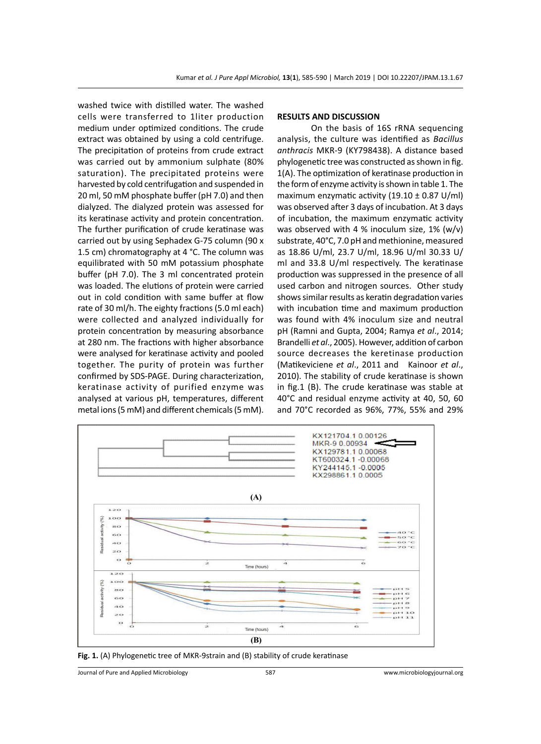washed twice with distilled water. The washed cells were transferred to 1liter production medium under optimized conditions. The crude extract was obtained by using a cold centrifuge. The precipitation of proteins from crude extract was carried out by ammonium sulphate (80% saturation). The precipitated proteins were harvested by cold centrifugation and suspended in 20 ml, 50 mM phosphate buffer (pH 7.0) and then dialyzed. The dialyzed protein was assessed for its keratinase activity and protein concentration. The further purification of crude keratinase was carried out by using Sephadex G-75 column (90 x 1.5 cm) chromatography at 4 °C. The column was equilibrated with 50 mM potassium phosphate buffer (pH 7.0). The 3 ml concentrated protein was loaded. The elutions of protein were carried out in cold condition with same buffer at flow rate of 30 ml/h. The eighty fractions (5.0 ml each) were collected and analyzed individually for protein concentration by measuring absorbance at 280 nm. The fractions with higher absorbance were analysed for keratinase activity and pooled together. The purity of protein was further confirmed by SDS-PAGE. During characterization, keratinase activity of purified enzyme was analysed at various pH, temperatures, different metal ions (5 mM) and different chemicals (5 mM).

## RESULTS AND DISCUSSION

On the basis of 16S rRNA sequencing analysis, the culture was identified as *Bacillus anthracis* MKR-9 (KY798438). A distance based phylogenetic tree was constructed as shown in fig. 1(A). The optimization of keratinase production in the form of enzyme activity is shown in table 1. The maximum enzymatic activity (19.10 ± 0.87 U/ml) was observed after 3 days of incubation. At 3 days of incubation, the maximum enzymatic activity was observed with 4 % inoculum size, 1% (w/v) substrate, 40°C, 7.0 pH and methionine, measured as 18.86 U/ml, 23.7 U/ml, 18.96 U/ml 30.33 U/ml and 33.8 U/ml respectively. The keratinase production was suppressed in the presence of all used carbon and nitrogen sources. Other study shows similar results as keratin degradation varies with incubation time and maximum production was found with 4% inoculum size and neutral pH (Ramni and Gupta, 2004; Ramya *et al*., 2014; Brandelli *et al*., 2005). However, addition of carbon source decreases the keretinase production (Matikeviciene *et al*., 2011 and Kainoor *et al*., 2010). The stability of crude keratinase is shown in fig.1 (B). The crude keratinase was stable at 40°C and residual enzyme activity at 40, 50, 60 and 70°C recorded as 96%, 77%, 55% and 29%

**Fig. 1.** (A) Phylogenetic tree of MKR-9strain and (B) stability of crude keratinase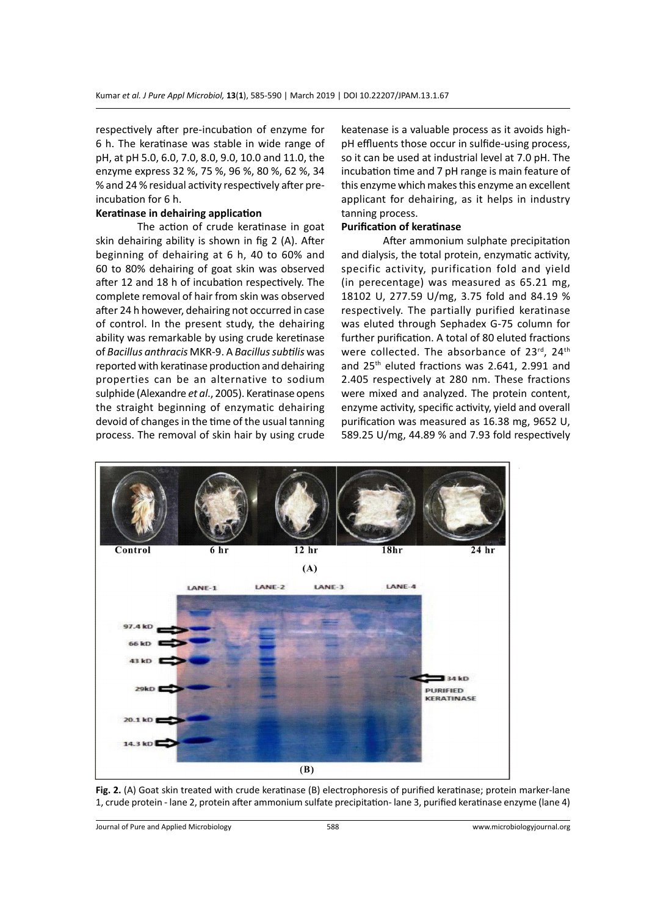respectively after pre-incubation of enzyme for 6 h. The keratinase was stable in wide range of pH, at pH 5.0, 6.0, 7.0, 8.0, 9.0, 10.0 and 11.0, the enzyme express 32 %, 75 %, 96 %, 80 %, 62 %, 34 % and 24 % residual activity respectively after pre-incubation for 6 h.

**Keratinase in dehairing application**

The action of crude keratinase in goat skin dehairing ability is shown in fig 2 (A). After beginning of dehairing at 6 h, 40 to 60% and 60 to 80% dehairing of goat skin was observed after 12 and 18 h of incubation respectively. The complete removal of hair from skin was observed after 24 h however, dehairing not occurred in case of control. In the present study, the dehairing ability was remarkable by using crude keretinase of *Bacillus anthracis* MKR-9. A *Bacillus subtilis* was reported with keratinase production and dehairing properties can be an alternative to sodium sulphide (Alexandre *et al*., 2005). Keratinase opens the straight beginning of enzymatic dehairing devoid of changes in the time of the usual tanning process. The removal of skin hair by using crude keatenase is a valuable process as it avoids high-pH effluents those occur in sulfide-using process, so it can be used at industrial level at 7.0 pH. The incubation time and 7 pH range is main feature of this enzyme which makes this enzyme an excellent applicant for dehairing, as it helps in industry tanning process.

**Purification of keratinase**

After ammonium sulphate precipitation and dialysis, the total protein, enzymatic activity, specific activity, purification fold and yield (in perecentage) was measured as 65.21 mg, 18102 U, 277.59 U/mg, 3.75 fold and 84.19 % respectively. The partially purified keratinase was eluted through Sephadex G-75 column for further purification. A total of 80 eluted fractions were collected. The absorbance of 23[rd], 24[th] and 25[th] eluted fractions was 2.641, 2.991 and 2.405 respectively at 280 nm. These fractions were mixed and analyzed. The protein content, enzyme activity, specific activity, yield and overall purification was measured as 16.38 mg, 9652 U, 589.25 U/mg, 44.89 % and 7.93 fold respectively

**Fig. 2.** (A) Goat skin treated with crude keratinase (B) electrophoresis of purified keratinase; protein marker-lane 1, crude protein - lane 2, protein after ammonium sulfate precipitation- lane 3, purified keratinase enzyme (lane 4)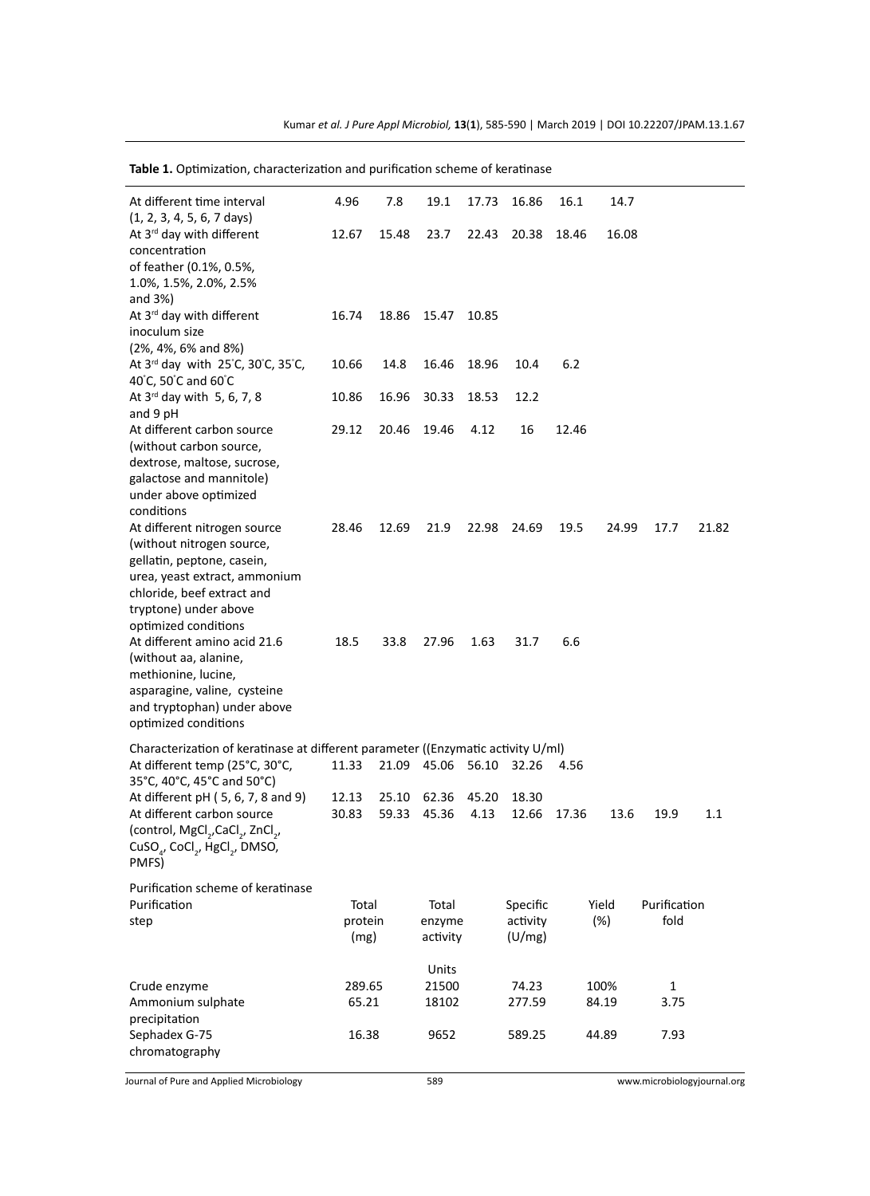**Table 1.** Optimization, characterization and purification scheme of keratinase

| | | | | | | | | | |
|---|---|---|---|---|---|---|---|---|---|
| At different time interval (1, 2, 3, 4, 5, 6, 7 days) | 4.96 | 7.8 | 19.1 | 17.73 | 16.86 | 16.1 | 14.7 | | |
| At 3[rd] day with different concentration of feather (0.1%, 0.5%, 1.0%, 1.5%, 2.0%, 2.5% and 3%) | 12.67 | 15.48 | 23.7 | 22.43 | 20.38 | 18.46 | 16.08 | | |
| At 3[rd] day with different inoculum size (2%, 4%, 6% and 8%) | 16.74 | 18.86 | 15.47 | 10.85 | | | | | |
| At 3[rd] day with 25°C, 30°C, 35°C, 40°C, 50°C and 60°C | 10.66 | 14.8 | 16.46 | 18.96 | 10.4 | 6.2 | | | |
| At 3[rd] day with 5, 6, 7, 8 and 9 pH | 10.86 | 16.96 | 30.33 | 18.53 | 12.2 | | | | |
| At different carbon source (without carbon source, dextrose, maltose, sucrose, galactose and mannitole) under above optimized conditions | 29.12 | 20.46 | 19.46 | 4.12 | 16 | 12.46 | | | |
| At different nitrogen source (without nitrogen source, gellatin, peptone, casein, urea, yeast extract, ammonium chloride, beef extract and tryptone) under above optimized conditions | 28.46 | 12.69 | 21.9 | 22.98 | 24.69 | 19.5 | 24.99 | 17.7 | 21.82 |
| At different amino acid 21.6 (without aa, alanine, methionine, lucine, asparagine, valine, cysteine and tryptophan) under above optimized conditions | 18.5 | 33.8 | 27.96 | 1.63 | 31.7 | 6.6 | | | |
| Characterization of keratinase at different parameter ((Enzymatic activity U/ml) | | | | | | | | | |
| At different temp (25°C, 30°C, 35°C, 40°C, 45°C and 50°C) | 11.33 | 21.09 | 45.06 | 56.10 | 32.26 | 4.56 | | | |
| At different pH ( 5, 6, 7, 8 and 9) | 12.13 | 25.10 | 62.36 | 45.20 | 18.30 | | | | |
| At different carbon source (control, $MgCl_2$, $CaCl_2$, $ZnCl_2$, $CuSO_4$, $CoCl_2$, $HgCl_2$, DMSO, PMFS) | 30.83 | 59.33 | 45.36 | 4.13 | 12.66 | 17.36 | 13.6 | 19.9 | 1.1 |

Purification scheme of keratinase

| Purification step | Total protein (mg) | Total enzyme activity Units | Specific activity (U/mg) | Yield (%) | Purification fold |
|---|---|---|---|---|---|
| Crude enzyme | 289.65 | 21500 | 74.23 | 100% | 1 |
| Ammonium sulphate precipitation | 65.21 | 18102 | 277.59 | 84.19 | 3.75 |
| Sephadex G-75 chromatography | 16.38 | 9652 | 589.25 | 44.89 | 7.93 |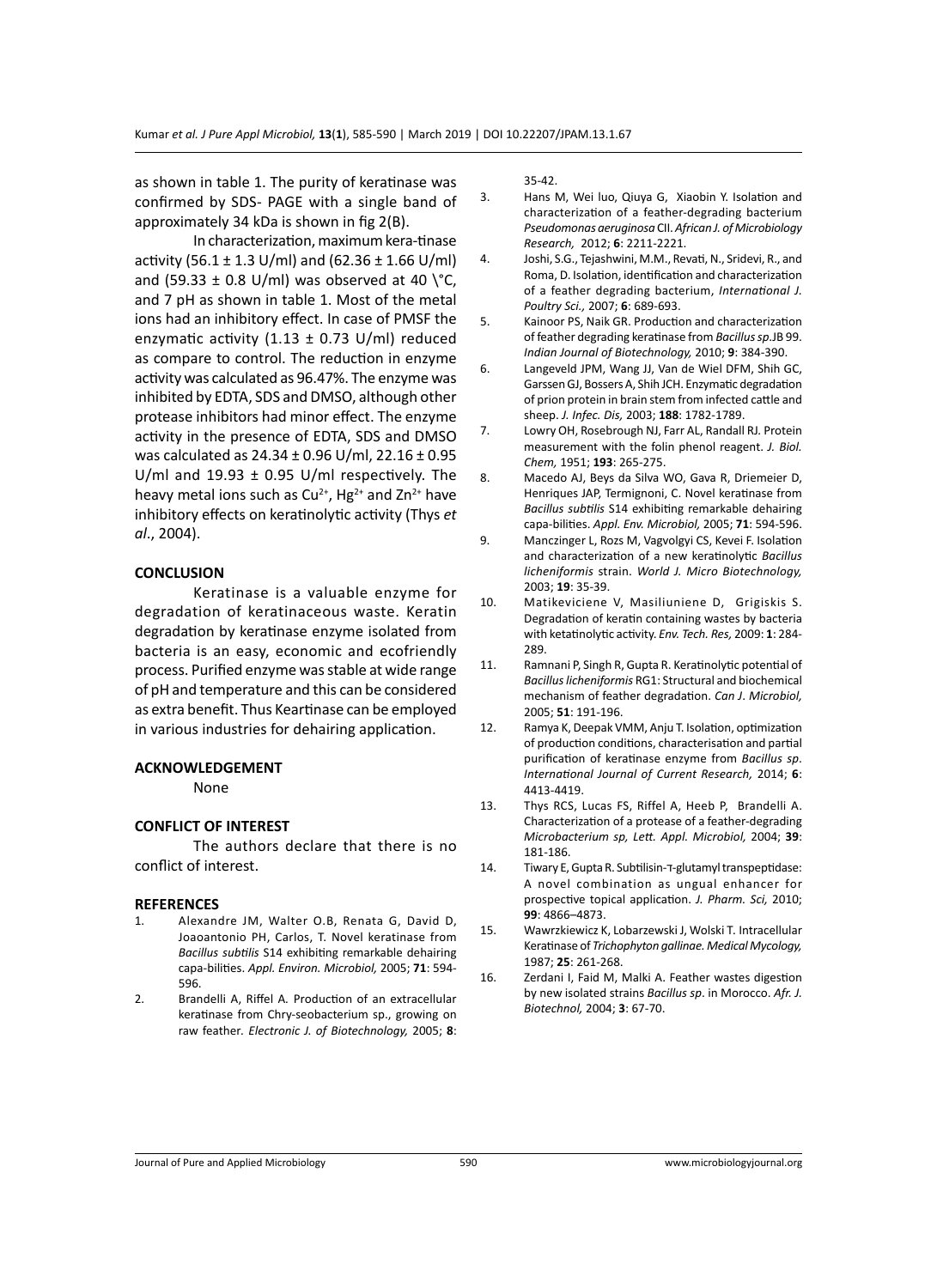as shown in table 1. The purity of keratinase was confirmed by SDS- PAGE with a single band of approximately 34 kDa is shown in fig 2(B).

In characterization, maximum kera-tinase activity (56.1 ± 1.3 U/ml) and (62.36 ± 1.66 U/ml) and (59.33 ± 0.8 U/ml) was observed at 40 \°C, and 7 pH as shown in table 1. Most of the metal ions had an inhibitory effect. In case of PMSF the enzymatic activity (1.13 ± 0.73 U/ml) reduced as compare to control. The reduction in enzyme activity was calculated as 96.47%. The enzyme was inhibited by EDTA, SDS and DMSO, although other protease inhibitors had minor effect. The enzyme activity in the presence of EDTA, SDS and DMSO was calculated as 24.34 ± 0.96 U/ml, 22.16 ± 0.95 U/ml and 19.93 ± 0.95 U/ml respectively. The heavy metal ions such as $Cu^{2+}$, $Hg^{2+}$ and $Zn^{2+}$ have inhibitory effects on keratinolytic activity (Thys *et al*., 2004).

## CONCLUSION

Keratinase is a valuable enzyme for degradation of keratinaceous waste. Keratin degradation by keratinase enzyme isolated from bacteria is an easy, economic and ecofriendly process. Purified enzyme was stable at wide range of pH and temperature and this can be considered as extra benefit. Thus Keartinase can be employed in various industries for dehairing application.

## ACKNOWLEDGEMENT

None

## CONFLICT OF INTEREST

The authors declare that there is no conflict of interest.

## REFERENCES

1. Alexandre JM, Walter O.B, Renata G, David D, Joaoantonio PH, Carlos, T. Novel keratinase from *Bacillus subtilis* S14 exhibiting remarkable dehairing capa-bilities. *Appl. Environ. Microbiol,* 2005; **71**: 594-596.
2. Brandelli A, Riffel A. Production of an extracellular keratinase from Chry-seobacterium sp., growing on raw feather. *Electronic J. of Biotechnology,* 2005; **8**: 35-42.
3. Hans M, Wei luo, Qiuya G, Xiaobin Y. Isolation and characterization of a feather-degrading bacterium *Pseudomonas aeruginosa* CII. *African J. of Microbiology Research,* 2012; **6**: 2211-2221.
4. Joshi, S.G., Tejashwini, M.M., Revati, N., Sridevi, R., and Roma, D. Isolation, identification and characterization of a feather degrading bacterium, *International J. Poultry Sci.,* 2007; **6**: 689-693.
5. Kainoor PS, Naik GR. Production and characterization of feather degrading keratinase from *Bacillus sp*.JB 99. *Indian Journal of Biotechnology,* 2010; **9**: 384-390.
6. Langeveld JPM, Wang JJ, Van de Wiel DFM, Shih GC, Garssen GJ, Bossers A, Shih JCH. Enzymatic degradation of prion protein in brain stem from infected cattle and sheep. *J. Infec. Dis,* 2003; **188**: 1782-1789.
7. Lowry OH, Rosebrough NJ, Farr AL, Randall RJ. Protein measurement with the folin phenol reagent. *J. Biol. Chem,* 1951; **193**: 265-275.
8. Macedo AJ, Beys da Silva WO, Gava R, Driemeier D, Henriques JAP, Termignoni, C. Novel keratinase from *Bacillus subtilis* S14 exhibiting remarkable dehairing capa-bilities. *Appl. Env. Microbiol,* 2005; **71**: 594-596.
9. Manczinger L, Rozs M, Vagvolgyi CS, Kevei F. Isolation and characterization of a new keratinolytic *Bacillus licheniformis* strain. *World J. Micro Biotechnology,* 2003; **19**: 35-39.
10. Matikeviciene V, Masiliuniene D, Grigiskis S. Degradation of keratin containing wastes by bacteria with ketatinolytic activity. *Env. Tech. Res,* 2009: **1**: 284-289.
11. Ramnani P, Singh R, Gupta R. Keratinolytic potential of *Bacillus licheniformis* RG1: Structural and biochemical mechanism of feather degradation. *Can J. Microbiol,* 2005; **51**: 191-196.
12. Ramya K, Deepak VMM, Anju T. Isolation, optimization of production conditions, characterisation and partial purification of keratinase enzyme from *Bacillus sp*. *International Journal of Current Research,* 2014; **6**: 4413-4419.
13. Thys RCS, Lucas FS, Riffel A, Heeb P, Brandelli A. Characterization of a protease of a feather-degrading *Microbacterium sp, Lett. Appl. Microbiol,* 2004; **39**: 181-186.
14. Tiwary E, Gupta R. Subtilisin-τ-glutamyl transpeptidase: A novel combination as ungual enhancer for prospective topical application. *J. Pharm. Sci,* 2010; **99**: 4866–4873.
15. Wawrzkiewicz K, Lobarzewski J, Wolski T. Intracellular Keratinase of *Trichophyton gallinae. Medical Mycology,* 1987; **25**: 261-268.
16. Zerdani I, Faid M, Malki A. Feather wastes digestion by new isolated strains *Bacillus sp*. in Morocco. *Afr. J. Biotechnol,* 2004; **3**: 67-70.